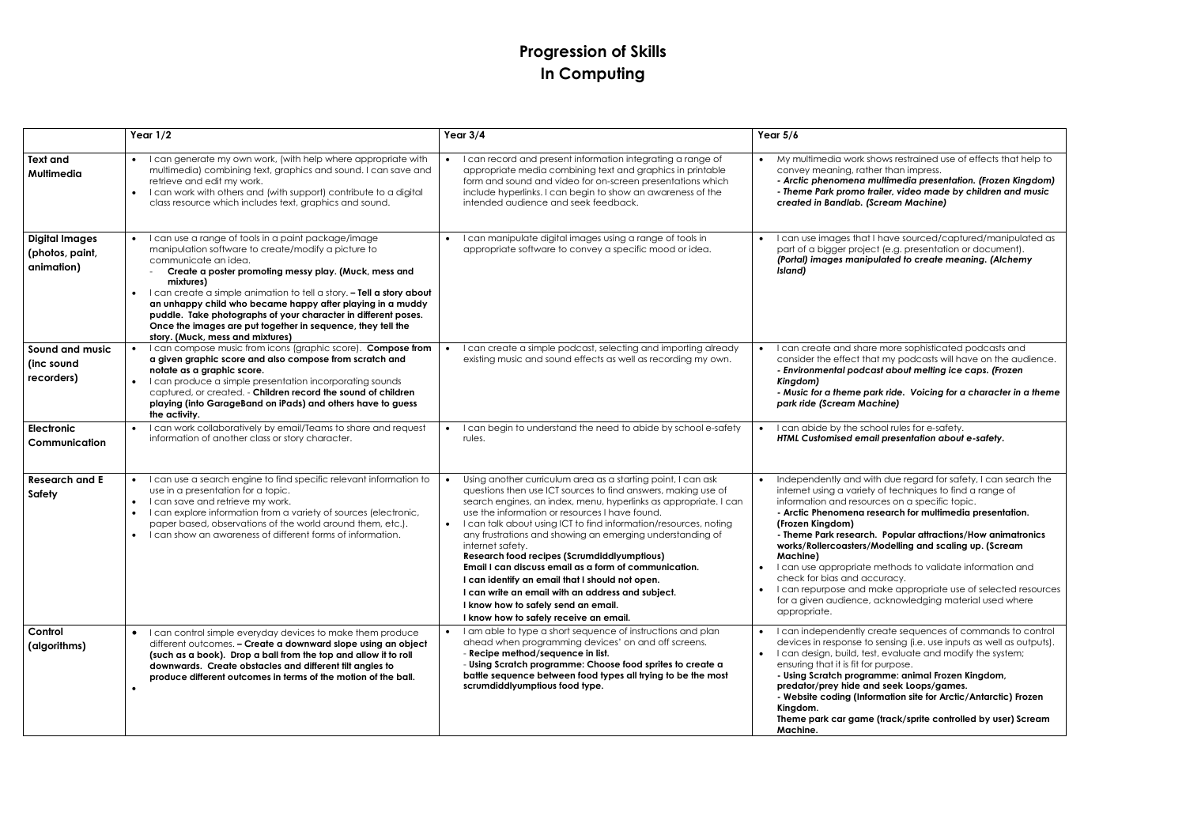# Progression of Skills In Computing

| | Year 1/2 | Year 3/4 | Year 5/6 |
|---|---|---|---|
| **Text and Multimedia** | • I can generate my own work, (with help where appropriate with multimedia) combining text, graphics and sound. I can save and retrieve and edit my work.<br>• I can work with others and (with support) contribute to a digital class resource which includes text, graphics and sound. | • I can record and present information integrating a range of appropriate media combining text and graphics in printable form and sound and video for on-screen presentations which include hyperlinks. I can begin to show an awareness of the intended audience and seek feedback. | • My multimedia work shows restrained use of effects that help to convey meaning, rather than impress.<br>***- Arctic phenomena multimedia presentation. (Frozen Kingdom)***<br>***- Theme Park promo trailer, video made by children and music created in Bandlab. (Scream Machine)*** |
| **Digital Images (photos, paint, animation)** | • I can use a range of tools in a paint package/image manipulation software to create/modify a picture to communicate an idea.<br>- **Create a poster promoting messy play. (Muck, mess and mixtures)**<br>• I can create a simple animation to tell a story. **– Tell a story about an unhappy child who became happy after playing in a muddy puddle. Take photographs of your character in different poses. Once the images are put together in sequence, they tell the story. (Muck, mess and mixtures)** | • I can manipulate digital images using a range of tools in appropriate software to convey a specific mood or idea. | • I can use images that I have sourced/captured/manipulated as part of a bigger project (e.g. presentation or document).<br>***(Portal) images manipulated to create meaning. (Alchemy Island)*** |
| **Sound and music (inc sound recorders)** | • I can compose music from icons (graphic score). **Compose from a given graphic score and also compose from scratch and notate as a graphic score.**<br>• I can produce a simple presentation incorporating sounds captured, or created. - **Children record the sound of children playing (into GarageBand on iPads) and others have to guess the activity.** | • I can create a simple podcast, selecting and importing already existing music and sound effects as well as recording my own. | • I can create and share more sophisticated podcasts and consider the effect that my podcasts will have on the audience.<br>***- Environmental podcast about melting ice caps. (Frozen Kingdom)***<br>***- Music for a theme park ride. Voicing for a character in a theme park ride (Scream Machine)*** |
| **Electronic Communication** | • I can work collaboratively by email/Teams to share and request information of another class or story character. | • I can begin to understand the need to abide by school e-safety rules. | • I can abide by the school rules for e-safety.<br>***HTML Customised email presentation about e-safety.*** |
| **Research and E Safety** | • I can use a search engine to find specific relevant information to use in a presentation for a topic.<br>• I can save and retrieve my work.<br>• I can explore information from a variety of sources (electronic, paper based, observations of the world around them, etc.).<br>• I can show an awareness of different forms of information. | • Using another curriculum area as a starting point, I can ask questions then use ICT sources to find answers, making use of search engines, an index, menu, hyperlinks as appropriate. I can use the information or resources I have found.<br>• I can talk about using ICT to find information/resources, noting any frustrations and showing an emerging understanding of internet safety.<br>**Research food recipes (Scrumdiddlyumptious)**<br>**Email I can discuss email as a form of communication.**<br>**I can identify an email that I should not open.**<br>**I can write an email with an address and subject.**<br>**I know how to safely send an email.**<br>**I know how to safely receive an email.** | • Independently and with due regard for safety, I can search the internet using a variety of techniques to find a range of information and resources on a specific topic.<br>**- Arctic Phenomena research for multimedia presentation. (Frozen Kingdom)**<br>**- Theme Park research. Popular attractions/How animatronics works/Rollercoasters/Modelling and scaling up. (Scream Machine)**<br>• I can use appropriate methods to validate information and check for bias and accuracy.<br>• I can repurpose and make appropriate use of selected resources for a given audience, acknowledging material used where appropriate. |
| **Control (algorithms)** | • I can control simple everyday devices to make them produce different outcomes. **– Create a downward slope using an object (such as a book). Drop a ball from the top and allow it to roll downwards. Create obstacles and different tilt angles to produce different outcomes in terms of the motion of the ball.**<br>• | • I am able to type a short sequence of instructions and plan ahead when programming devices' on and off screens.<br>- **Recipe method/sequence in list.**<br>- **Using Scratch programme: Choose food sprites to create a battle sequence between food types all trying to be the most scrumdiddlyumptious food type.** | • I can independently create sequences of commands to control devices in response to sensing (i.e. use inputs as well as outputs).<br>• I can design, build, test, evaluate and modify the system; ensuring that it is fit for purpose.<br>**- Using Scratch programme: animal Frozen Kingdom, predator/prey hide and seek Loops/games.**<br>**- Website coding (Information site for Arctic/Antarctic) Frozen Kingdom.**<br>**Theme park car game (track/sprite controlled by user) Scream Machine.** |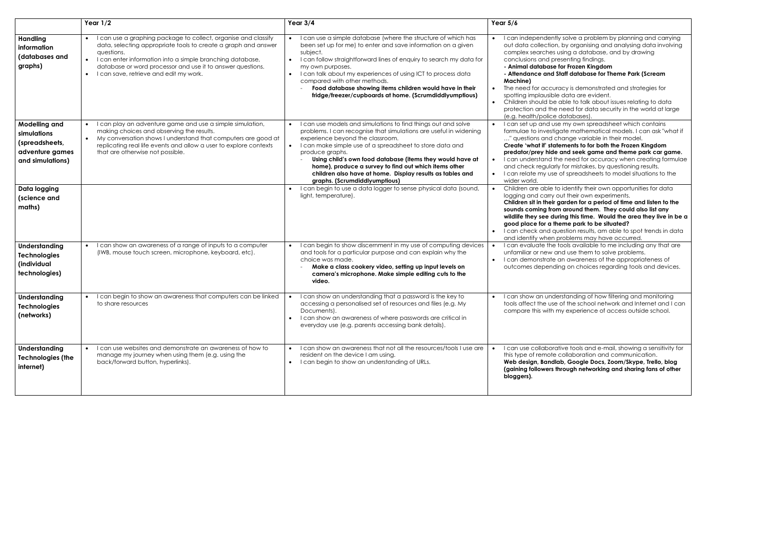| | Year 1/2 | Year 3/4 | Year 5/6 |
|---|---|---|---|
| **Handling information (databases and graphs)** | • I can use a graphing package to collect, organise and classify data, selecting appropriate tools to create a graph and answer questions.<br>• I can enter information into a simple branching database, database or word processor and use it to answer questions.<br>• I can save, retrieve and edit my work. | • I can use a simple database (where the structure of which has been set up for me) to enter and save information on a given subject.<br>• I can follow straightforward lines of enquiry to search my data for my own purposes.<br>• I can talk about my experiences of using ICT to process data compared with other methods.<br>- **Food database showing items children would have in their fridge/freezer/cupboards at home. (Scrumdiddlyumptious)** | • I can independently solve a problem by planning and carrying out data collection, by organising and analysing data involving complex searches using a database, and by drawing conclusions and presenting findings.<br>**- Animal database for Frozen Kingdom**<br>**- Attendance and Staff database for Theme Park (Scream Machine)**<br>• The need for accuracy is demonstrated and strategies for spotting implausible data are evident.<br>• Children should be able to talk about issues relating to data protection and the need for data security in the world at large (e.g. health/police databases). |
| **Modelling and simulations (spreadsheets, adventure games and simulations)** | • I can play an adventure game and use a simple simulation, making choices and observing the results.<br>• My conversation shows I understand that computers are good at replicating real life events and allow a user to explore contexts that are otherwise not possible. | • I can use models and simulations to find things out and solve problems. I can recognise that simulations are useful in widening experience beyond the classroom.<br>• I can make simple use of a spreadsheet to store data and produce graphs.<br>- **Using child's own food database (items they would have at home), produce a survey to find out which items other children also have at home. Display results as tables and graphs. (Scrumdiddlyumptious)** | • I can set up and use my own spreadsheet which contains formulae to investigate mathematical models. I can ask "what if …" questions and change variable in their model.<br>**Create 'what if' statements to for both the Frozen Kingdom predator/prey hide and seek game and theme park car game.**<br>• I can understand the need for accuracy when creating formulae and check regularly for mistakes, by questioning results.<br>• I can relate my use of spreadsheets to model situations to the wider world. |
| **Data logging (science and maths)** | | • I can begin to use a data logger to sense physical data (sound, light, temperature). | • Children are able to identify their own opportunities for data logging and carry out their own experiments.<br>**Children sit in their garden for a period of time and listen to the sounds coming from around them. They could also list any wildlife they see during this time. Would the area they live in be a good place for a theme park to be situated?**<br>• I can check and question results, am able to spot trends in data and identify when problems may have occurred. |
| **Understanding Technologies (individual technologies)** | • I can show an awareness of a range of inputs to a computer (IWB, mouse touch screen, microphone, keyboard, etc). | • I can begin to show discernment in my use of computing devices and tools for a particular purpose and can explain why the choice was made.<br>- **Make a class cookery video, setting up input levels on camera's microphone. Make simple editing cuts to the video.** | • I can evaluate the tools available to me including any that are unfamiliar or new and use them to solve problems.<br>• I can demonstrate an awareness of the appropriateness of outcomes depending on choices regarding tools and devices. |
| **Understanding Technologies (networks)** | • I can begin to show an awareness that computers can be linked to share resources | • I can show an understanding that a password is the key to accessing a personalised set of resources and files (e.g. My Documents).<br>• I can show an awareness of where passwords are critical in everyday use (e.g. parents accessing bank details). | • I can show an understanding of how filtering and monitoring tools affect the use of the school network and Internet and I can compare this with my experience of access outside school. |
| **Understanding Technologies (the internet)** | • I can use websites and demonstrate an awareness of how to manage my journey when using them (e.g. using the back/forward button, hyperlinks). | • I can show an awareness that not all the resources/tools I use are resident on the device I am using.<br>• I can begin to show an understanding of URLs. | • I can use collaborative tools and e-mail, showing a sensitivity for this type of remote collaboration and communication.<br>**Web design, Bandlab, Google Docs, Zoom/Skype, Trello, blog (gaining followers through networking and sharing fans of other bloggers).** |